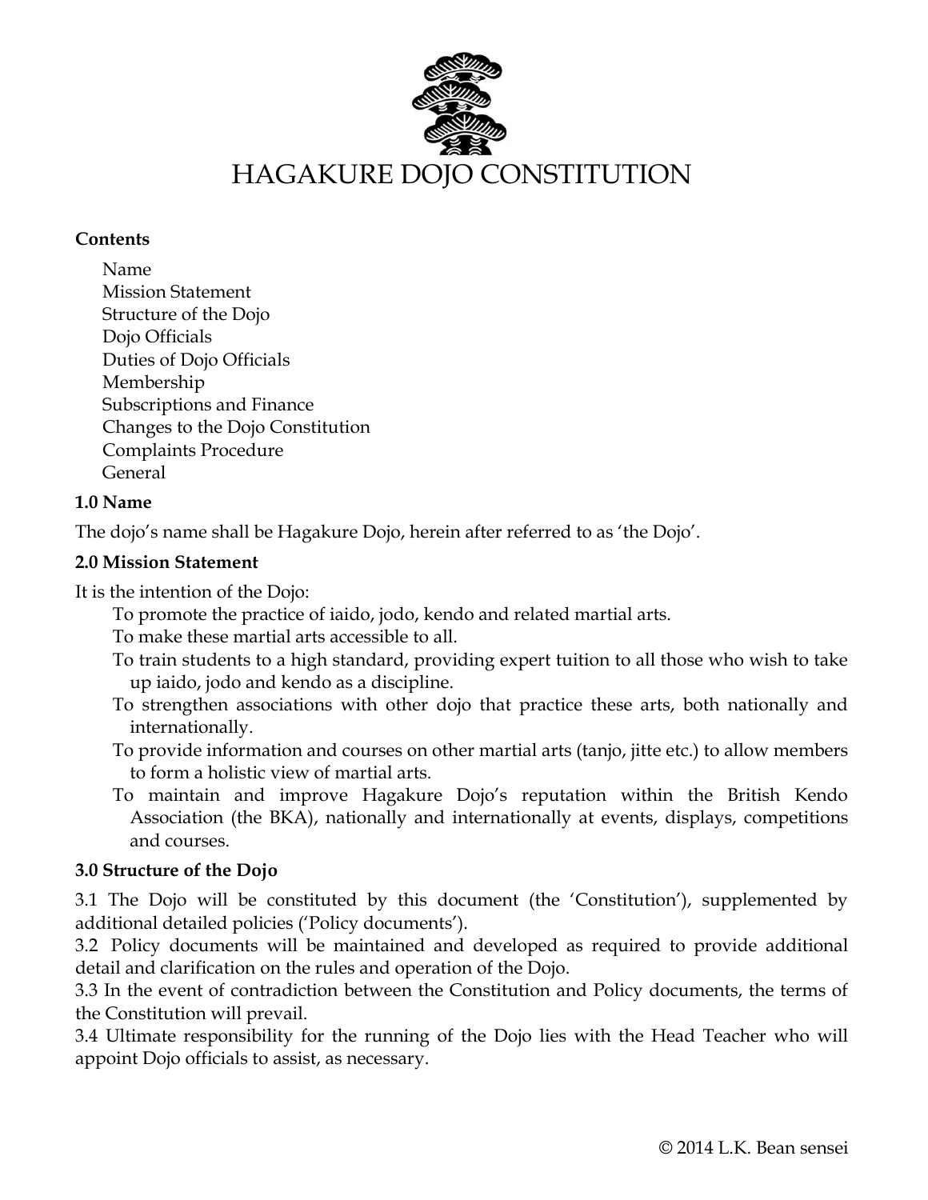# HAGAKURE DOJO CONSTITUTION

**Contents**

- Name
- Mission Statement
- Structure of the Dojo
- Dojo Officials
- Duties of Dojo Officials
- Membership
- Subscriptions and Finance
- Changes to the Dojo Constitution
- Complaints Procedure
- General

### 1.0 Name

The dojo's name shall be Hagakure Dojo, herein after referred to as 'the Dojo'.

### 2.0 Mission Statement

It is the intention of the Dojo:

- To promote the practice of iaido, jodo, kendo and related martial arts.
- To make these martial arts accessible to all.
- To train students to a high standard, providing expert tuition to all those who wish to take up iaido, jodo and kendo as a discipline.
- To strengthen associations with other dojo that practice these arts, both nationally and internationally.
- To provide information and courses on other martial arts (tanjo, jitte etc.) to allow members to form a holistic view of martial arts.
- To maintain and improve Hagakure Dojo's reputation within the British Kendo Association (the BKA), nationally and internationally at events, displays, competitions and courses.

### 3.0 Structure of the Dojo

3.1 The Dojo will be constituted by this document (the 'Constitution'), supplemented by additional detailed policies ('Policy documents').

3.2 Policy documents will be maintained and developed as required to provide additional detail and clarification on the rules and operation of the Dojo.

3.3 In the event of contradiction between the Constitution and Policy documents, the terms of the Constitution will prevail.

3.4 Ultimate responsibility for the running of the Dojo lies with the Head Teacher who will appoint Dojo officials to assist, as necessary.

© 2014 L.K. Bean sensei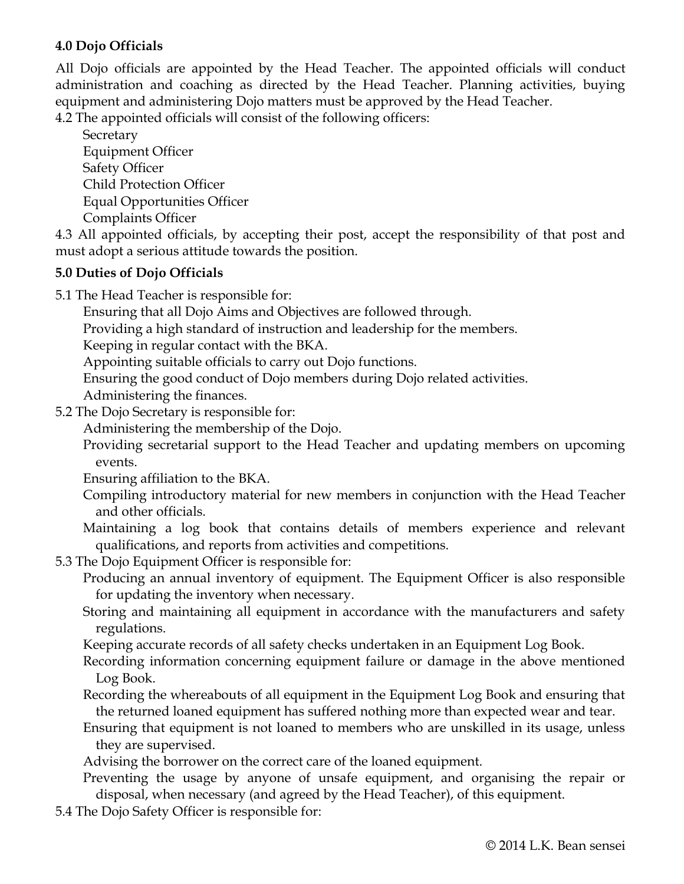**4.0 Dojo Officials**

All Dojo officials are appointed by the Head Teacher. The appointed officials will conduct administration and coaching as directed by the Head Teacher. Planning activities, buying equipment and administering Dojo matters must be approved by the Head Teacher.

4.2 The appointed officials will consist of the following officers:

- Secretary
- Equipment Officer
- Safety Officer
- Child Protection Officer
- Equal Opportunities Officer
- Complaints Officer

4.3 All appointed officials, by accepting their post, accept the responsibility of that post and must adopt a serious attitude towards the position.

**5.0 Duties of Dojo Officials**

5.1 The Head Teacher is responsible for:

- Ensuring that all Dojo Aims and Objectives are followed through.
- Providing a high standard of instruction and leadership for the members.
- Keeping in regular contact with the BKA.
- Appointing suitable officials to carry out Dojo functions.
- Ensuring the good conduct of Dojo members during Dojo related activities.
- Administering the finances.

5.2 The Dojo Secretary is responsible for:

- Administering the membership of the Dojo.
- Providing secretarial support to the Head Teacher and updating members on upcoming events.
- Ensuring affiliation to the BKA.
- Compiling introductory material for new members in conjunction with the Head Teacher and other officials.
- Maintaining a log book that contains details of members experience and relevant qualifications, and reports from activities and competitions.

5.3 The Dojo Equipment Officer is responsible for:

- Producing an annual inventory of equipment. The Equipment Officer is also responsible for updating the inventory when necessary.
- Storing and maintaining all equipment in accordance with the manufacturers and safety regulations.
- Keeping accurate records of all safety checks undertaken in an Equipment Log Book.
- Recording information concerning equipment failure or damage in the above mentioned Log Book.
- Recording the whereabouts of all equipment in the Equipment Log Book and ensuring that the returned loaned equipment has suffered nothing more than expected wear and tear.
- Ensuring that equipment is not loaned to members who are unskilled in its usage, unless they are supervised.
- Advising the borrower on the correct care of the loaned equipment.
- Preventing the usage by anyone of unsafe equipment, and organising the repair or disposal, when necessary (and agreed by the Head Teacher), of this equipment.

5.4 The Dojo Safety Officer is responsible for: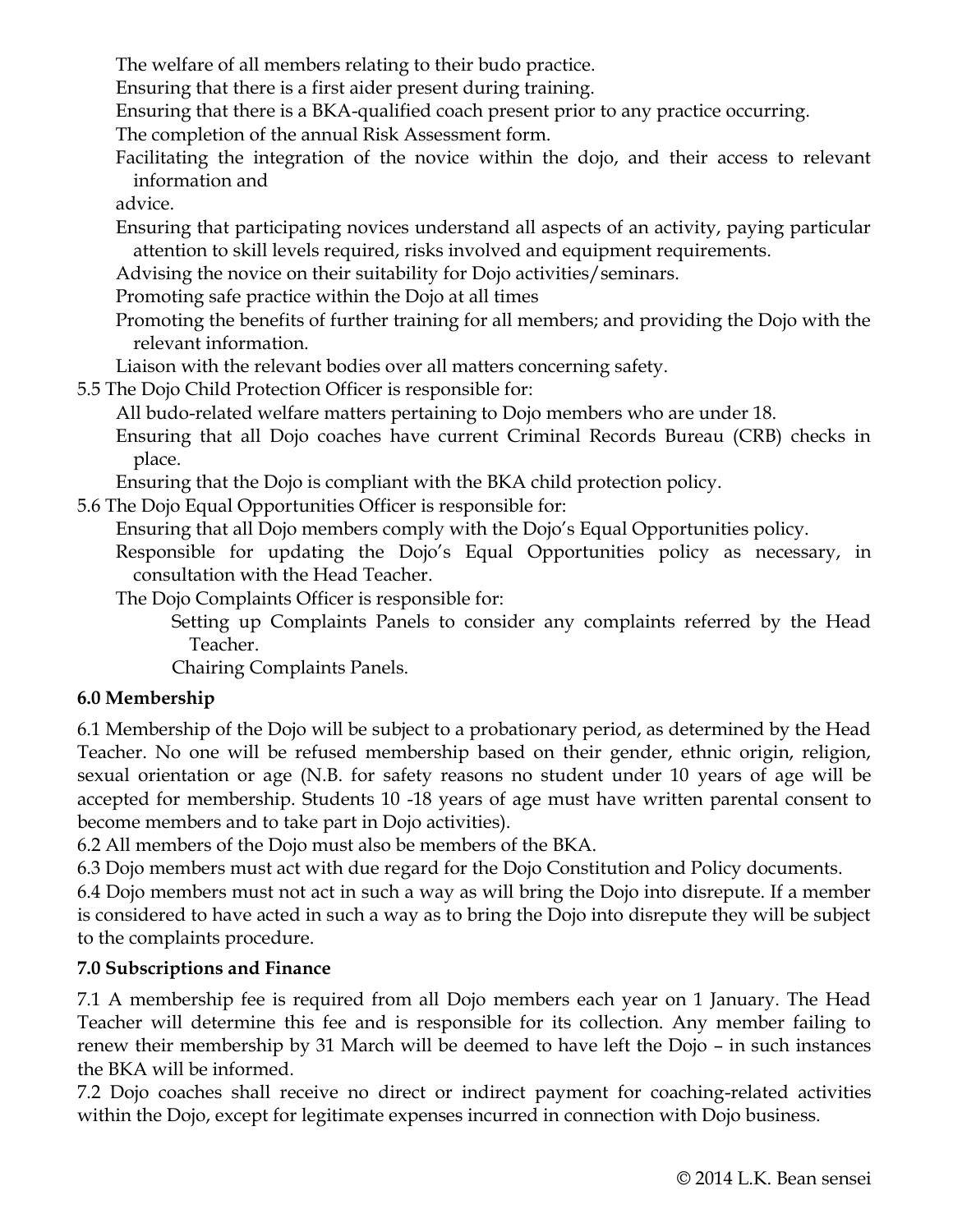The welfare of all members relating to their budo practice.

Ensuring that there is a first aider present during training.

Ensuring that there is a BKA-qualified coach present prior to any practice occurring.

The completion of the annual Risk Assessment form.

Facilitating the integration of the novice within the dojo, and their access to relevant information and

advice.

Ensuring that participating novices understand all aspects of an activity, paying particular attention to skill levels required, risks involved and equipment requirements.

Advising the novice on their suitability for Dojo activities/seminars.

Promoting safe practice within the Dojo at all times

Promoting the benefits of further training for all members; and providing the Dojo with the relevant information.

Liaison with the relevant bodies over all matters concerning safety.

5.5 The Dojo Child Protection Officer is responsible for:

All budo-related welfare matters pertaining to Dojo members who are under 18.

Ensuring that all Dojo coaches have current Criminal Records Bureau (CRB) checks in place.

Ensuring that the Dojo is compliant with the BKA child protection policy.

5.6 The Dojo Equal Opportunities Officer is responsible for:

Ensuring that all Dojo members comply with the Dojo's Equal Opportunities policy.

Responsible for updating the Dojo's Equal Opportunities policy as necessary, in consultation with the Head Teacher.

The Dojo Complaints Officer is responsible for:

Setting up Complaints Panels to consider any complaints referred by the Head Teacher.

Chairing Complaints Panels.

**6.0 Membership**

6.1 Membership of the Dojo will be subject to a probationary period, as determined by the Head Teacher. No one will be refused membership based on their gender, ethnic origin, religion, sexual orientation or age (N.B. for safety reasons no student under 10 years of age will be accepted for membership. Students 10 -18 years of age must have written parental consent to become members and to take part in Dojo activities).

6.2 All members of the Dojo must also be members of the BKA.

6.3 Dojo members must act with due regard for the Dojo Constitution and Policy documents.

6.4 Dojo members must not act in such a way as will bring the Dojo into disrepute. If a member is considered to have acted in such a way as to bring the Dojo into disrepute they will be subject to the complaints procedure.

**7.0 Subscriptions and Finance**

7.1 A membership fee is required from all Dojo members each year on 1 January. The Head Teacher will determine this fee and is responsible for its collection. Any member failing to renew their membership by 31 March will be deemed to have left the Dojo – in such instances the BKA will be informed.

7.2 Dojo coaches shall receive no direct or indirect payment for coaching-related activities within the Dojo, except for legitimate expenses incurred in connection with Dojo business.

© 2014 L.K. Bean sensei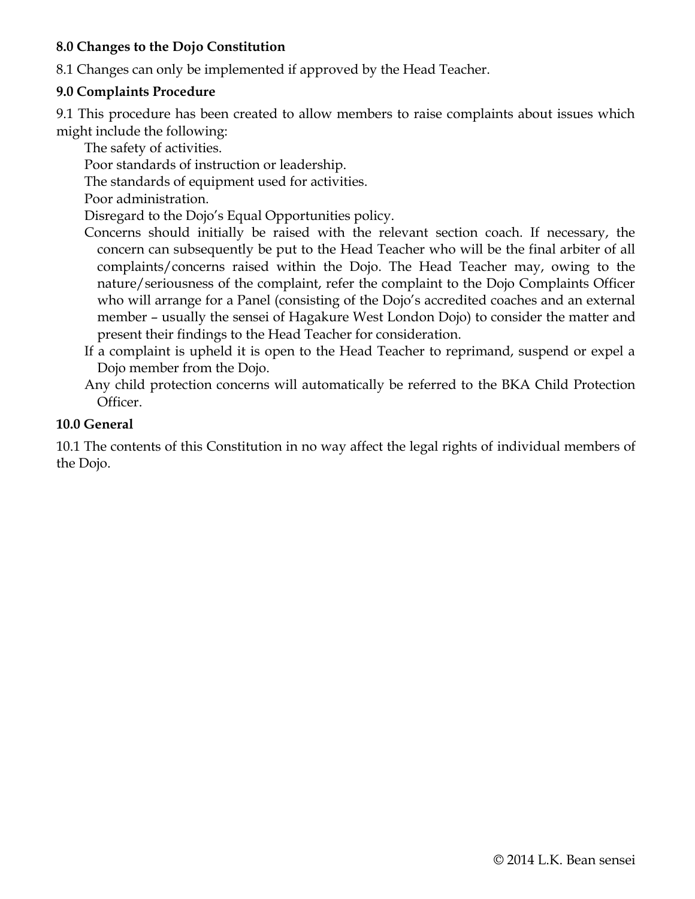**8.0 Changes to the Dojo Constitution**

8.1 Changes can only be implemented if approved by the Head Teacher.

**9.0 Complaints Procedure**

9.1 This procedure has been created to allow members to raise complaints about issues which might include the following:

- The safety of activities.
- Poor standards of instruction or leadership.
- The standards of equipment used for activities.
- Poor administration.
- Disregard to the Dojo's Equal Opportunities policy.
- Concerns should initially be raised with the relevant section coach. If necessary, the concern can subsequently be put to the Head Teacher who will be the final arbiter of all complaints/concerns raised within the Dojo. The Head Teacher may, owing to the nature/seriousness of the complaint, refer the complaint to the Dojo Complaints Officer who will arrange for a Panel (consisting of the Dojo's accredited coaches and an external member – usually the sensei of Hagakure West London Dojo) to consider the matter and present their findings to the Head Teacher for consideration.
- If a complaint is upheld it is open to the Head Teacher to reprimand, suspend or expel a Dojo member from the Dojo.
- Any child protection concerns will automatically be referred to the BKA Child Protection Officer.

**10.0 General**

10.1 The contents of this Constitution in no way affect the legal rights of individual members of the Dojo.

© 2014 L.K. Bean sensei